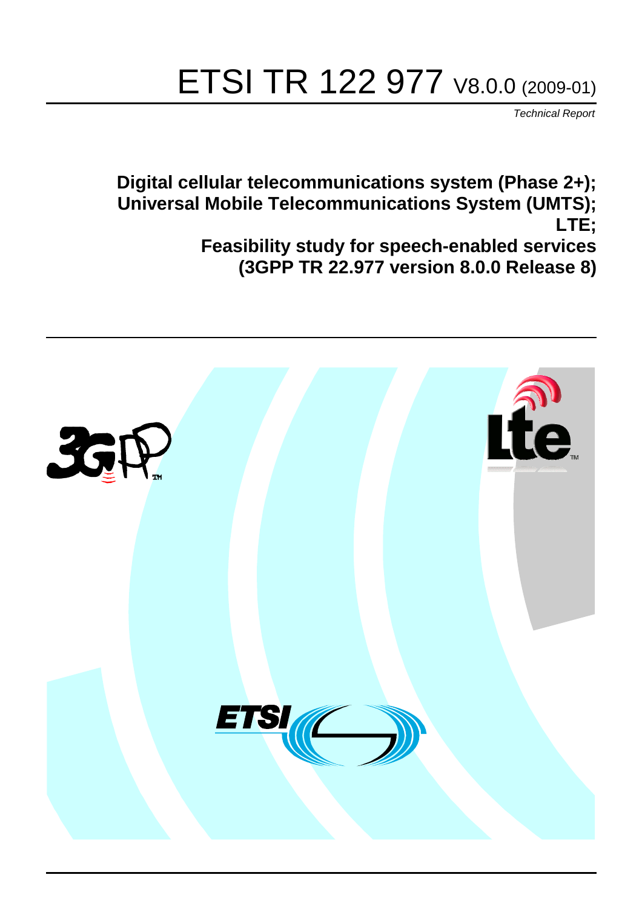# ETSI TR 122 977 V8.0.0 (2009-01)

*Technical Report*

**Digital cellular telecommunications system (Phase 2+);**
**Universal Mobile Telecommunications System (UMTS);**
**LTE;**
**Feasibility study for speech-enabled services**
**(3GPP TR 22.977 version 8.0.0 Release 8)**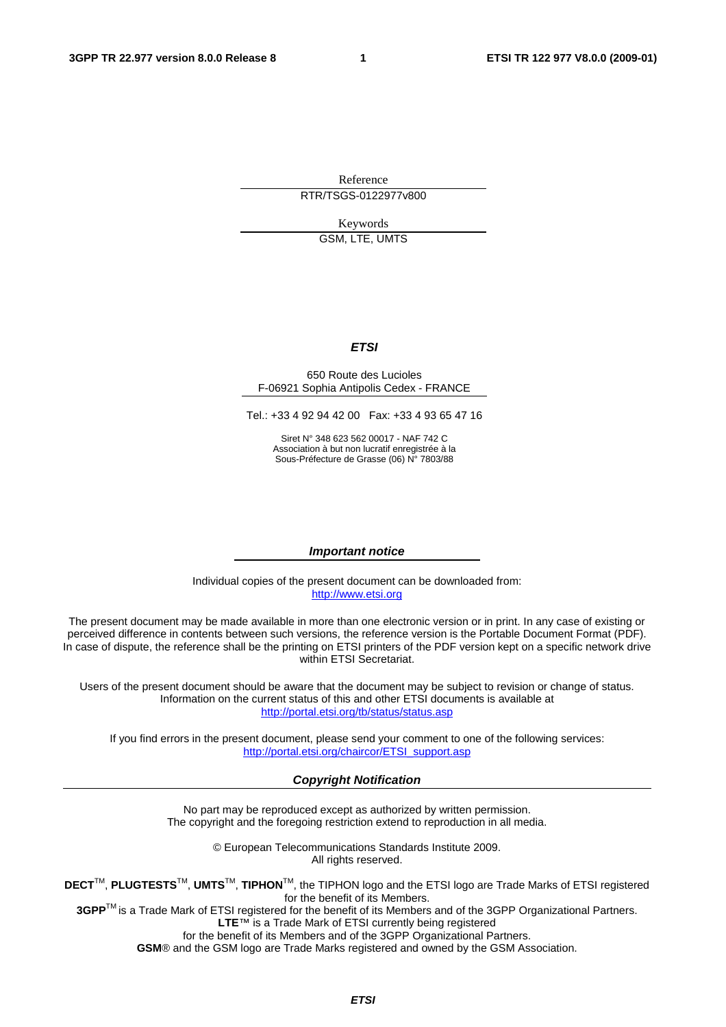Reference

RTR/TSGS-0122977v800

Keywords

GSM, LTE, UMTS

***ETSI***

650 Route des Lucioles
F-06921 Sophia Antipolis Cedex - FRANCE

Tel.: +33 4 92 94 42 00 Fax: +33 4 93 65 47 16

Siret N° 348 623 562 00017 - NAF 742 C
Association à but non lucratif enregistrée à la
Sous-Préfecture de Grasse (06) N° 7803/88

***Important notice***

Individual copies of the present document can be downloaded from:
http://www.etsi.org

The present document may be made available in more than one electronic version or in print. In any case of existing or perceived difference in contents between such versions, the reference version is the Portable Document Format (PDF). In case of dispute, the reference shall be the printing on ETSI printers of the PDF version kept on a specific network drive within ETSI Secretariat.

Users of the present document should be aware that the document may be subject to revision or change of status. Information on the current status of this and other ETSI documents is available at
http://portal.etsi.org/tb/status/status.asp

If you find errors in the present document, please send your comment to one of the following services:
http://portal.etsi.org/chaircor/ETSI_support.asp

***Copyright Notification***

No part may be reproduced except as authorized by written permission.
The copyright and the foregoing restriction extend to reproduction in all media.

© European Telecommunications Standards Institute 2009.
All rights reserved.

**DECT**™, **PLUGTESTS**™, **UMTS**™, **TIPHON**™, the TIPHON logo and the ETSI logo are Trade Marks of ETSI registered for the benefit of its Members.
**3GPP**™ is a Trade Mark of ETSI registered for the benefit of its Members and of the 3GPP Organizational Partners.
**LTE**™ is a Trade Mark of ETSI currently being registered
for the benefit of its Members and of the 3GPP Organizational Partners.
**GSM**® and the GSM logo are Trade Marks registered and owned by the GSM Association.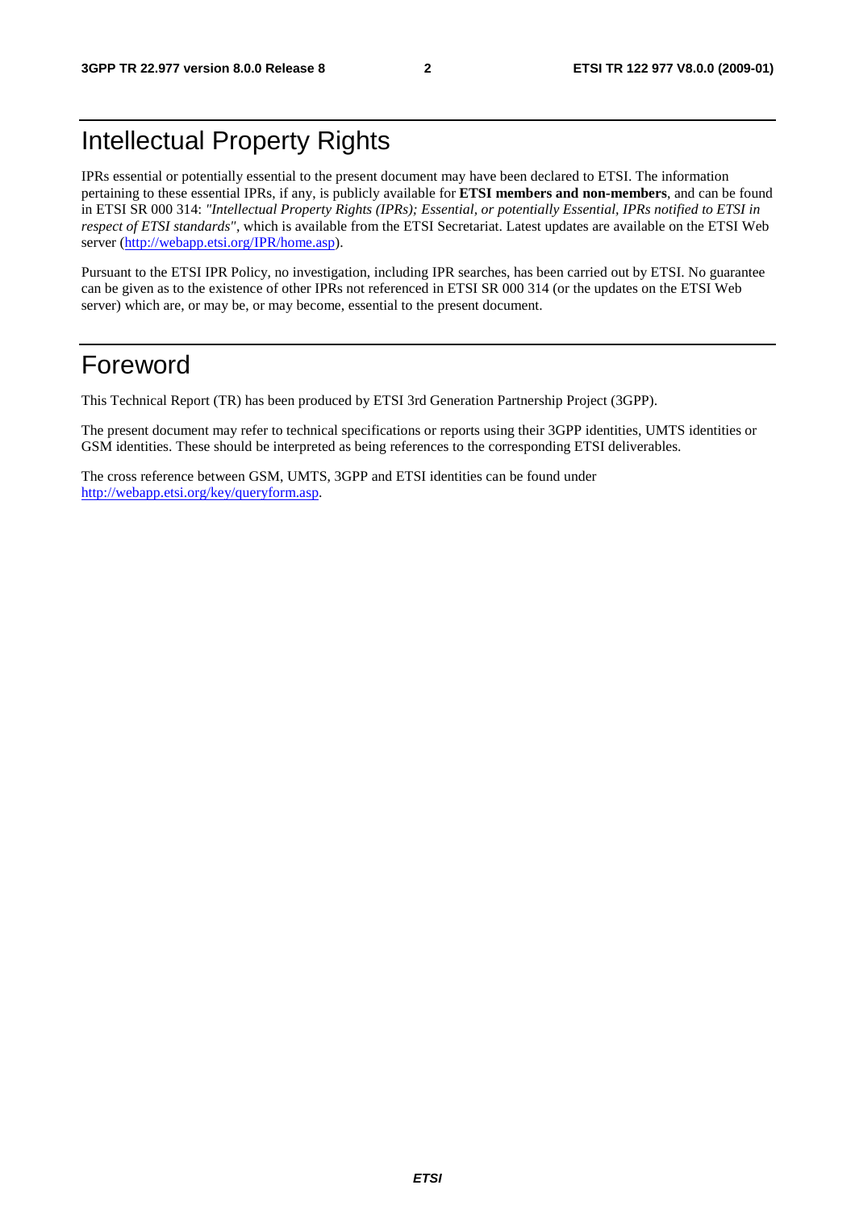# Intellectual Property Rights

IPRs essential or potentially essential to the present document may have been declared to ETSI. The information pertaining to these essential IPRs, if any, is publicly available for **ETSI members and non-members**, and can be found in ETSI SR 000 314: *"Intellectual Property Rights (IPRs); Essential, or potentially Essential, IPRs notified to ETSI in respect of ETSI standards"*, which is available from the ETSI Secretariat. Latest updates are available on the ETSI Web server (http://webapp.etsi.org/IPR/home.asp).

Pursuant to the ETSI IPR Policy, no investigation, including IPR searches, has been carried out by ETSI. No guarantee can be given as to the existence of other IPRs not referenced in ETSI SR 000 314 (or the updates on the ETSI Web server) which are, or may be, or may become, essential to the present document.

# Foreword

This Technical Report (TR) has been produced by ETSI 3rd Generation Partnership Project (3GPP).

The present document may refer to technical specifications or reports using their 3GPP identities, UMTS identities or GSM identities. These should be interpreted as being references to the corresponding ETSI deliverables.

The cross reference between GSM, UMTS, 3GPP and ETSI identities can be found under http://webapp.etsi.org/key/queryform.asp.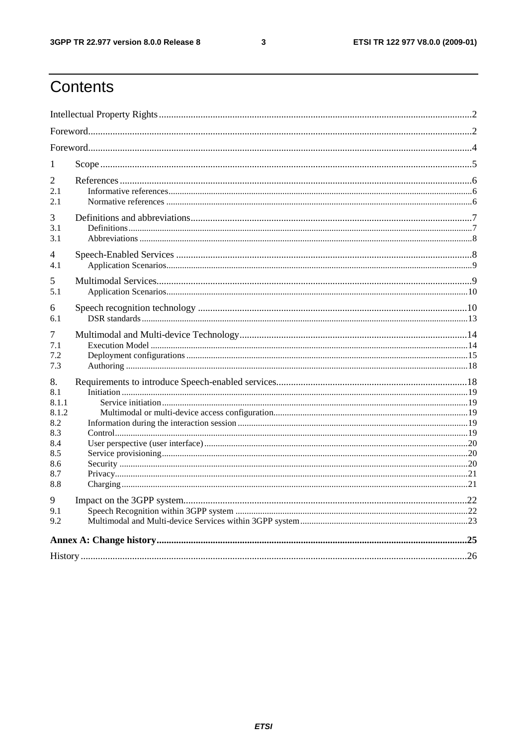# Contents

Intellectual Property Rights ..... 2

Foreword..... 2

Foreword..... 4

1 Scope ..... 5

2 References ..... 6

2.1 Informative references..... 6

2.1 Normative references ..... 6

3 Definitions and abbreviations..... 7

3.1 Definitions..... 7

3.1 Abbreviations ..... 8

4 Speech-Enabled Services ..... 8

4.1 Application Scenarios..... 9

5 Multimodal Services..... 9

5.1 Application Scenarios..... 10

6 Speech recognition technology ..... 10

6.1 DSR standards ..... 13

7 Multimodal and Multi-device Technology..... 14

7.1 Execution Model ..... 14

7.2 Deployment configurations ..... 15

7.3 Authoring ..... 18

8. Requirements to introduce Speech-enabled services..... 18

8.1 Initiation ..... 19

8.1.1 Service initiation..... 19

8.1.2 Multimodal or multi-device access configuration..... 19

8.2 Information during the interaction session ..... 19

8.3 Control..... 19

8.4 User perspective (user interface) ..... 20

8.5 Service provisioning..... 20

8.6 Security ..... 20

8.7 Privacy..... 21

8.8 Charging ..... 21

9 Impact on the 3GPP system..... 22

9.1 Speech Recognition within 3GPP system ..... 22

9.2 Multimodal and Multi-device Services within 3GPP system..... 23

**Annex A: Change history..... 25**

History ..... 26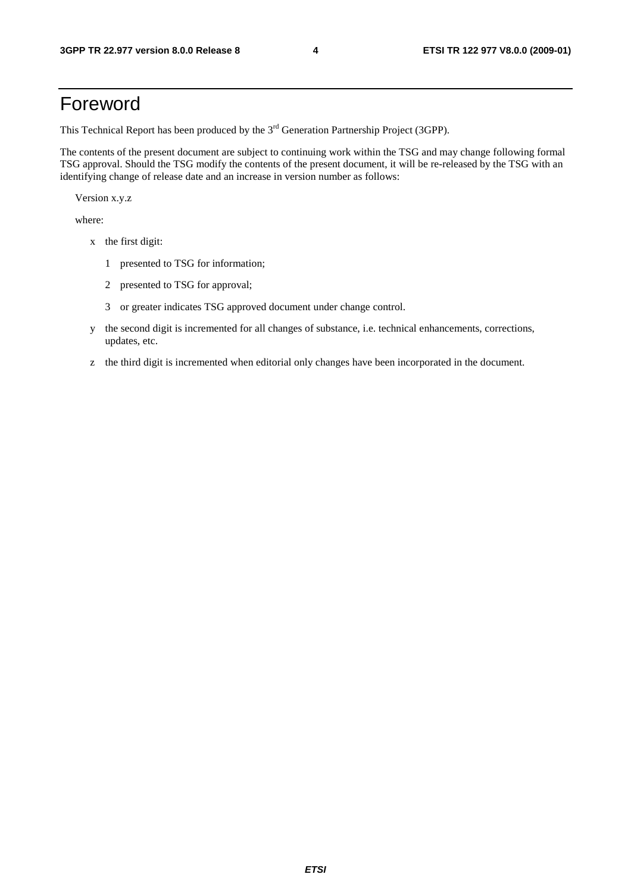# Foreword

This Technical Report has been produced by the 3rd Generation Partnership Project (3GPP).

The contents of the present document are subject to continuing work within the TSG and may change following formal TSG approval. Should the TSG modify the contents of the present document, it will be re-released by the TSG with an identifying change of release date and an increase in version number as follows:

Version x.y.z

where:

- x the first digit:
  - 1 presented to TSG for information;
  - 2 presented to TSG for approval;
  - 3 or greater indicates TSG approved document under change control.
- y the second digit is incremented for all changes of substance, i.e. technical enhancements, corrections, updates, etc.
- z the third digit is incremented when editorial only changes have been incorporated in the document.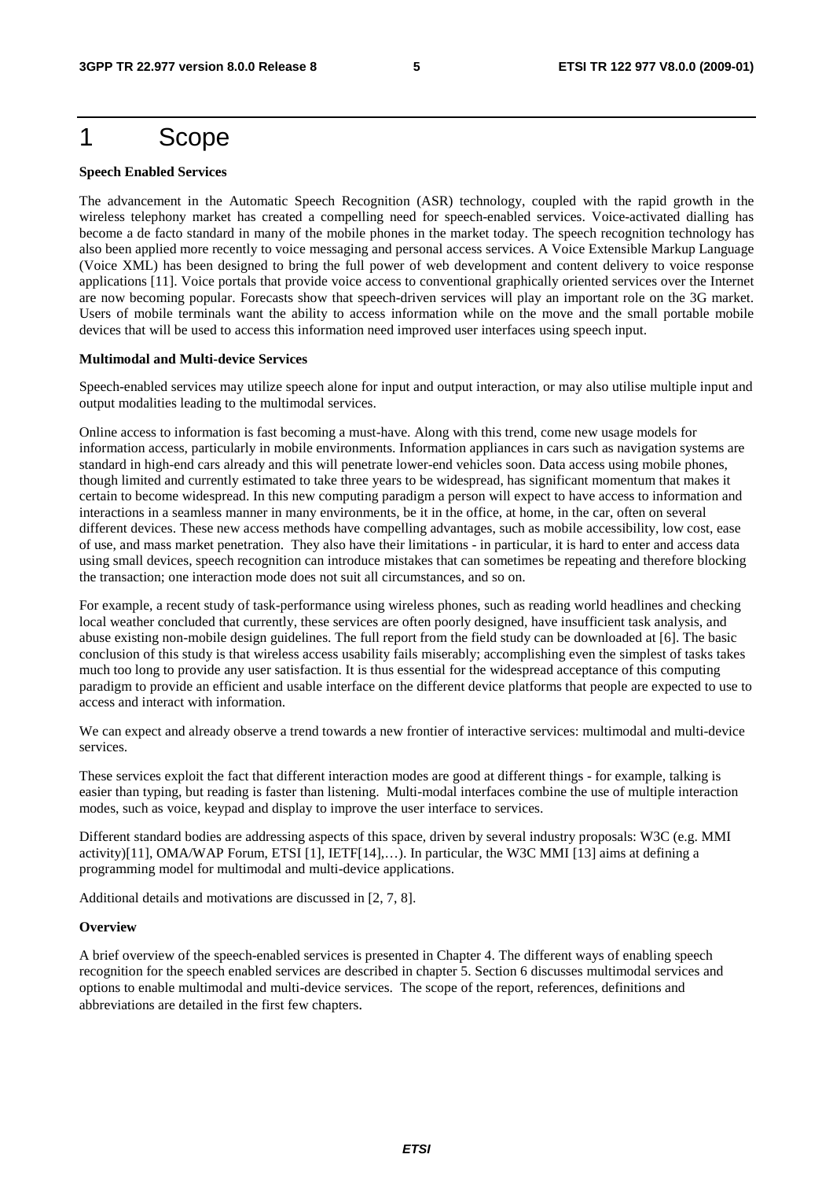# 1 Scope

**Speech Enabled Services**

The advancement in the Automatic Speech Recognition (ASR) technology, coupled with the rapid growth in the wireless telephony market has created a compelling need for speech-enabled services. Voice-activated dialling has become a de facto standard in many of the mobile phones in the market today. The speech recognition technology has also been applied more recently to voice messaging and personal access services. A Voice Extensible Markup Language (Voice XML) has been designed to bring the full power of web development and content delivery to voice response applications [11]. Voice portals that provide voice access to conventional graphically oriented services over the Internet are now becoming popular. Forecasts show that speech-driven services will play an important role on the 3G market. Users of mobile terminals want the ability to access information while on the move and the small portable mobile devices that will be used to access this information need improved user interfaces using speech input.

**Multimodal and Multi-device Services**

Speech-enabled services may utilize speech alone for input and output interaction, or may also utilise multiple input and output modalities leading to the multimodal services.

Online access to information is fast becoming a must-have. Along with this trend, come new usage models for information access, particularly in mobile environments. Information appliances in cars such as navigation systems are standard in high-end cars already and this will penetrate lower-end vehicles soon. Data access using mobile phones, though limited and currently estimated to take three years to be widespread, has significant momentum that makes it certain to become widespread. In this new computing paradigm a person will expect to have access to information and interactions in a seamless manner in many environments, be it in the office, at home, in the car, often on several different devices. These new access methods have compelling advantages, such as mobile accessibility, low cost, ease of use, and mass market penetration. They also have their limitations - in particular, it is hard to enter and access data using small devices, speech recognition can introduce mistakes that can sometimes be repeating and therefore blocking the transaction; one interaction mode does not suit all circumstances, and so on.

For example, a recent study of task-performance using wireless phones, such as reading world headlines and checking local weather concluded that currently, these services are often poorly designed, have insufficient task analysis, and abuse existing non-mobile design guidelines. The full report from the field study can be downloaded at [6]. The basic conclusion of this study is that wireless access usability fails miserably; accomplishing even the simplest of tasks takes much too long to provide any user satisfaction. It is thus essential for the widespread acceptance of this computing paradigm to provide an efficient and usable interface on the different device platforms that people are expected to use to access and interact with information.

We can expect and already observe a trend towards a new frontier of interactive services: multimodal and multi-device services.

These services exploit the fact that different interaction modes are good at different things - for example, talking is easier than typing, but reading is faster than listening. Multi-modal interfaces combine the use of multiple interaction modes, such as voice, keypad and display to improve the user interface to services.

Different standard bodies are addressing aspects of this space, driven by several industry proposals: W3C (e.g. MMI activity)[11], OMA/WAP Forum, ETSI [1], IETF[14],…). In particular, the W3C MMI [13] aims at defining a programming model for multimodal and multi-device applications.

Additional details and motivations are discussed in [2, 7, 8].

**Overview**

A brief overview of the speech-enabled services is presented in Chapter 4. The different ways of enabling speech recognition for the speech enabled services are described in chapter 5. Section 6 discusses multimodal services and options to enable multimodal and multi-device services. The scope of the report, references, definitions and abbreviations are detailed in the first few chapters.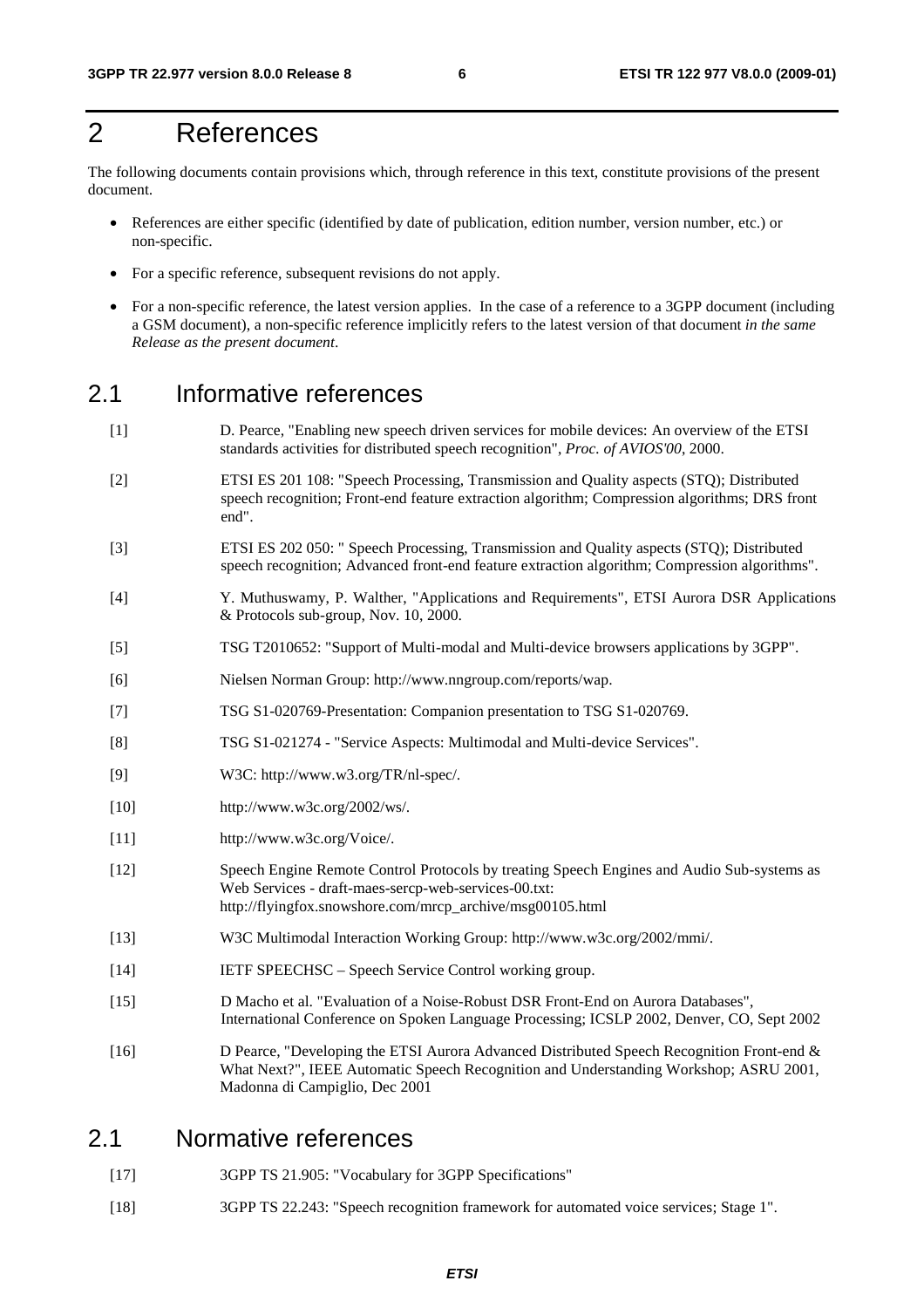# 2 References

The following documents contain provisions which, through reference in this text, constitute provisions of the present document.

- References are either specific (identified by date of publication, edition number, version number, etc.) or non-specific.
- For a specific reference, subsequent revisions do not apply.
- For a non-specific reference, the latest version applies. In the case of a reference to a 3GPP document (including a GSM document), a non-specific reference implicitly refers to the latest version of that document *in the same Release as the present document*.

## 2.1 Informative references

[1] D. Pearce, "Enabling new speech driven services for mobile devices: An overview of the ETSI standards activities for distributed speech recognition", *Proc. of AVIOS'00*, 2000.

[2] ETSI ES 201 108: "Speech Processing, Transmission and Quality aspects (STQ); Distributed speech recognition; Front-end feature extraction algorithm; Compression algorithms; DRS front end".

[3] ETSI ES 202 050: " Speech Processing, Transmission and Quality aspects (STQ); Distributed speech recognition; Advanced front-end feature extraction algorithm; Compression algorithms".

[4] Y. Muthuswamy, P. Walther, "Applications and Requirements", ETSI Aurora DSR Applications & Protocols sub-group, Nov. 10, 2000.

[5] TSG T2010652: "Support of Multi-modal and Multi-device browsers applications by 3GPP".

[6] Nielsen Norman Group: http://www.nngroup.com/reports/wap.

[7] TSG S1-020769-Presentation: Companion presentation to TSG S1-020769.

[8] TSG S1-021274 - "Service Aspects: Multimodal and Multi-device Services".

[9] W3C: http://www.w3.org/TR/nl-spec/.

[10] http://www.w3c.org/2002/ws/.

[11] http://www.w3c.org/Voice/.

[12] Speech Engine Remote Control Protocols by treating Speech Engines and Audio Sub-systems as Web Services - draft-maes-sercp-web-services-00.txt: http://flyingfox.snowshore.com/mrcp_archive/msg00105.html

[13] W3C Multimodal Interaction Working Group: http://www.w3c.org/2002/mmi/.

[14] IETF SPEECHSC – Speech Service Control working group.

[15] D Macho et al. "Evaluation of a Noise-Robust DSR Front-End on Aurora Databases", International Conference on Spoken Language Processing; ICSLP 2002, Denver, CO, Sept 2002

[16] D Pearce, "Developing the ETSI Aurora Advanced Distributed Speech Recognition Front-end & What Next?", IEEE Automatic Speech Recognition and Understanding Workshop; ASRU 2001, Madonna di Campiglio, Dec 2001

## 2.1 Normative references

[17] 3GPP TS 21.905: "Vocabulary for 3GPP Specifications"

[18] 3GPP TS 22.243: "Speech recognition framework for automated voice services; Stage 1".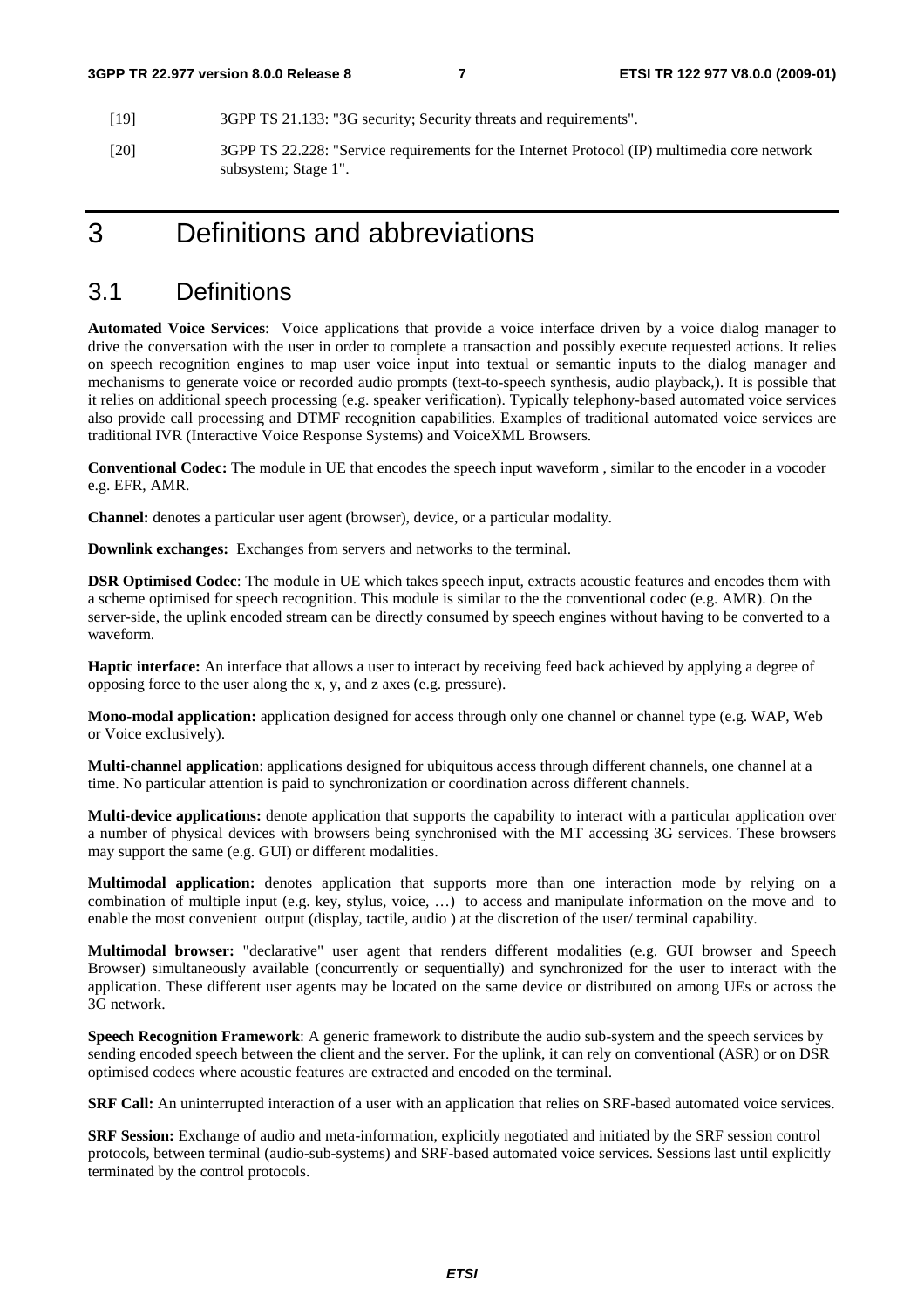[19] 3GPP TS 21.133: "3G security; Security threats and requirements".

[20] 3GPP TS 22.228: "Service requirements for the Internet Protocol (IP) multimedia core network subsystem; Stage 1".

# 3 Definitions and abbreviations

## 3.1 Definitions

**Automated Voice Services**: Voice applications that provide a voice interface driven by a voice dialog manager to drive the conversation with the user in order to complete a transaction and possibly execute requested actions. It relies on speech recognition engines to map user voice input into textual or semantic inputs to the dialog manager and mechanisms to generate voice or recorded audio prompts (text-to-speech synthesis, audio playback,). It is possible that it relies on additional speech processing (e.g. speaker verification). Typically telephony-based automated voice services also provide call processing and DTMF recognition capabilities. Examples of traditional automated voice services are traditional IVR (Interactive Voice Response Systems) and VoiceXML Browsers.

**Conventional Codec:** The module in UE that encodes the speech input waveform , similar to the encoder in a vocoder e.g. EFR, AMR.

**Channel:** denotes a particular user agent (browser), device, or a particular modality.

**Downlink exchanges:** Exchanges from servers and networks to the terminal.

**DSR Optimised Codec**: The module in UE which takes speech input, extracts acoustic features and encodes them with a scheme optimised for speech recognition. This module is similar to the the conventional codec (e.g. AMR). On the server-side, the uplink encoded stream can be directly consumed by speech engines without having to be converted to a waveform.

**Haptic interface:** An interface that allows a user to interact by receiving feed back achieved by applying a degree of opposing force to the user along the x, y, and z axes (e.g. pressure).

**Mono-modal application:** application designed for access through only one channel or channel type (e.g. WAP, Web or Voice exclusively).

**Multi-channel application**: applications designed for ubiquitous access through different channels, one channel at a time. No particular attention is paid to synchronization or coordination across different channels.

**Multi-device applications:** denote application that supports the capability to interact with a particular application over a number of physical devices with browsers being synchronised with the MT accessing 3G services. These browsers may support the same (e.g. GUI) or different modalities.

**Multimodal application:** denotes application that supports more than one interaction mode by relying on a combination of multiple input (e.g. key, stylus, voice, …) to access and manipulate information on the move and to enable the most convenient output (display, tactile, audio ) at the discretion of the user/ terminal capability.

**Multimodal browser:** "declarative" user agent that renders different modalities (e.g. GUI browser and Speech Browser) simultaneously available (concurrently or sequentially) and synchronized for the user to interact with the application. These different user agents may be located on the same device or distributed on among UEs or across the 3G network.

**Speech Recognition Framework**: A generic framework to distribute the audio sub-system and the speech services by sending encoded speech between the client and the server. For the uplink, it can rely on conventional (ASR) or on DSR optimised codecs where acoustic features are extracted and encoded on the terminal.

**SRF Call:** An uninterrupted interaction of a user with an application that relies on SRF-based automated voice services.

**SRF Session:** Exchange of audio and meta-information, explicitly negotiated and initiated by the SRF session control protocols, between terminal (audio-sub-systems) and SRF-based automated voice services. Sessions last until explicitly terminated by the control protocols.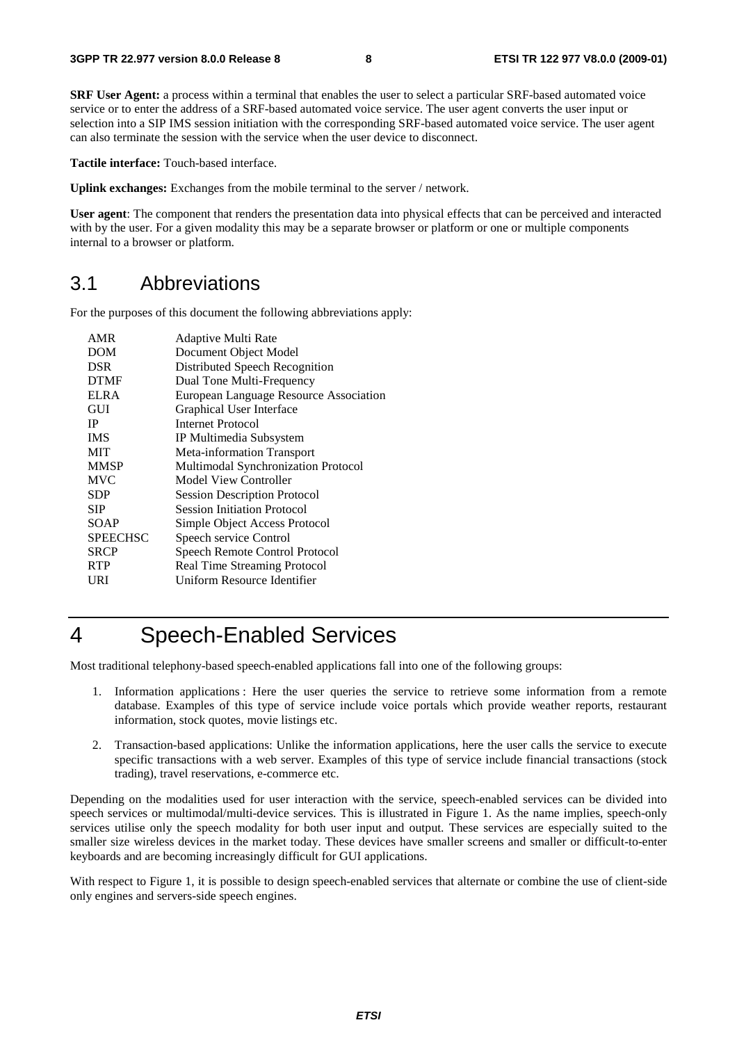**SRF User Agent:** a process within a terminal that enables the user to select a particular SRF-based automated voice service or to enter the address of a SRF-based automated voice service. The user agent converts the user input or selection into a SIP IMS session initiation with the corresponding SRF-based automated voice service. The user agent can also terminate the session with the service when the user device to disconnect.

**Tactile interface:** Touch-based interface.

**Uplink exchanges:** Exchanges from the mobile terminal to the server / network.

**User agent**: The component that renders the presentation data into physical effects that can be perceived and interacted with by the user. For a given modality this may be a separate browser or platform or one or multiple components internal to a browser or platform.

## 3.1 Abbreviations

For the purposes of this document the following abbreviations apply:

| | |
|---|---|
| AMR | Adaptive Multi Rate |
| DOM | Document Object Model |
| DSR | Distributed Speech Recognition |
| DTMF | Dual Tone Multi-Frequency |
| ELRA | European Language Resource Association |
| GUI | Graphical User Interface |
| IP | Internet Protocol |
| IMS | IP Multimedia Subsystem |
| MIT | Meta-information Transport |
| MMSP | Multimodal Synchronization Protocol |
| MVC | Model View Controller |
| SDP | Session Description Protocol |
| SIP | Session Initiation Protocol |
| SOAP | Simple Object Access Protocol |
| SPEECHSC | Speech service Control |
| SRCP | Speech Remote Control Protocol |
| RTP | Real Time Streaming Protocol |
| URI | Uniform Resource Identifier |

# 4 Speech-Enabled Services

Most traditional telephony-based speech-enabled applications fall into one of the following groups:

1. Information applications : Here the user queries the service to retrieve some information from a remote database. Examples of this type of service include voice portals which provide weather reports, restaurant information, stock quotes, movie listings etc.
2. Transaction-based applications: Unlike the information applications, here the user calls the service to execute specific transactions with a web server. Examples of this type of service include financial transactions (stock trading), travel reservations, e-commerce etc.

Depending on the modalities used for user interaction with the service, speech-enabled services can be divided into speech services or multimodal/multi-device services. This is illustrated in Figure 1. As the name implies, speech-only services utilise only the speech modality for both user input and output. These services are especially suited to the smaller size wireless devices in the market today. These devices have smaller screens and smaller or difficult-to-enter keyboards and are becoming increasingly difficult for GUI applications.

With respect to Figure 1, it is possible to design speech-enabled services that alternate or combine the use of client-side only engines and servers-side speech engines.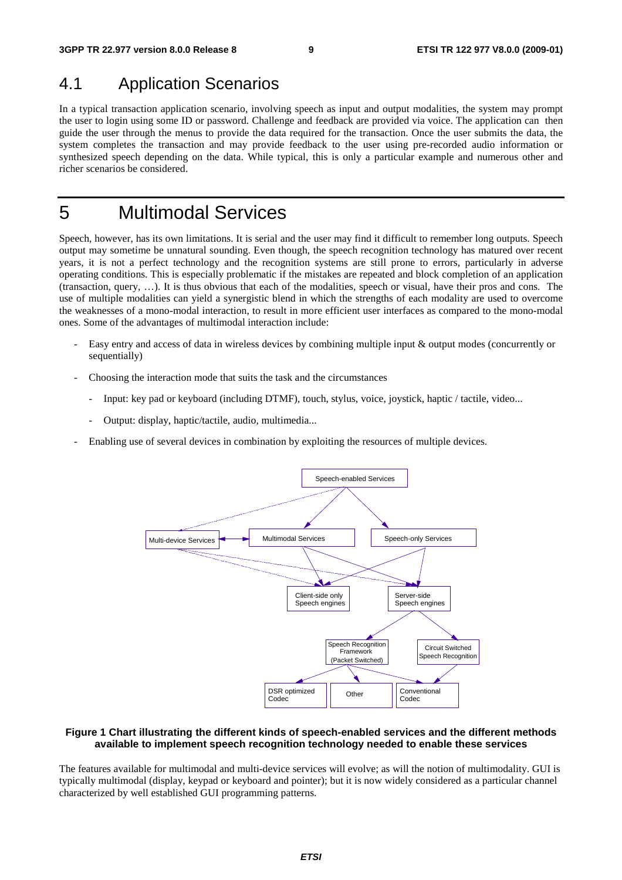## 4.1 Application Scenarios

In a typical transaction application scenario, involving speech as input and output modalities, the system may prompt the user to login using some ID or password. Challenge and feedback are provided via voice. The application can then guide the user through the menus to provide the data required for the transaction. Once the user submits the data, the system completes the transaction and may provide feedback to the user using pre-recorded audio information or synthesized speech depending on the data. While typical, this is only a particular example and numerous other and richer scenarios be considered.

# 5 Multimodal Services

Speech, however, has its own limitations. It is serial and the user may find it difficult to remember long outputs. Speech output may sometime be unnatural sounding. Even though, the speech recognition technology has matured over recent years, it is not a perfect technology and the recognition systems are still prone to errors, particularly in adverse operating conditions. This is especially problematic if the mistakes are repeated and block completion of an application (transaction, query, …). It is thus obvious that each of the modalities, speech or visual, have their pros and cons. The use of multiple modalities can yield a synergistic blend in which the strengths of each modality are used to overcome the weaknesses of a mono-modal interaction, to result in more efficient user interfaces as compared to the mono-modal ones. Some of the advantages of multimodal interaction include:

- Easy entry and access of data in wireless devices by combining multiple input & output modes (concurrently or sequentially)
- Choosing the interaction mode that suits the task and the circumstances
  - Input: key pad or keyboard (including DTMF), touch, stylus, voice, joystick, haptic / tactile, video...
  - Output: display, haptic/tactile, audio, multimedia...
- Enabling use of several devices in combination by exploiting the resources of multiple devices.

**Figure 1 Chart illustrating the different kinds of speech-enabled services and the different methods available to implement speech recognition technology needed to enable these services**

The features available for multimodal and multi-device services will evolve; as will the notion of multimodality. GUI is typically multimodal (display, keypad or keyboard and pointer); but it is now widely considered as a particular channel characterized by well established GUI programming patterns.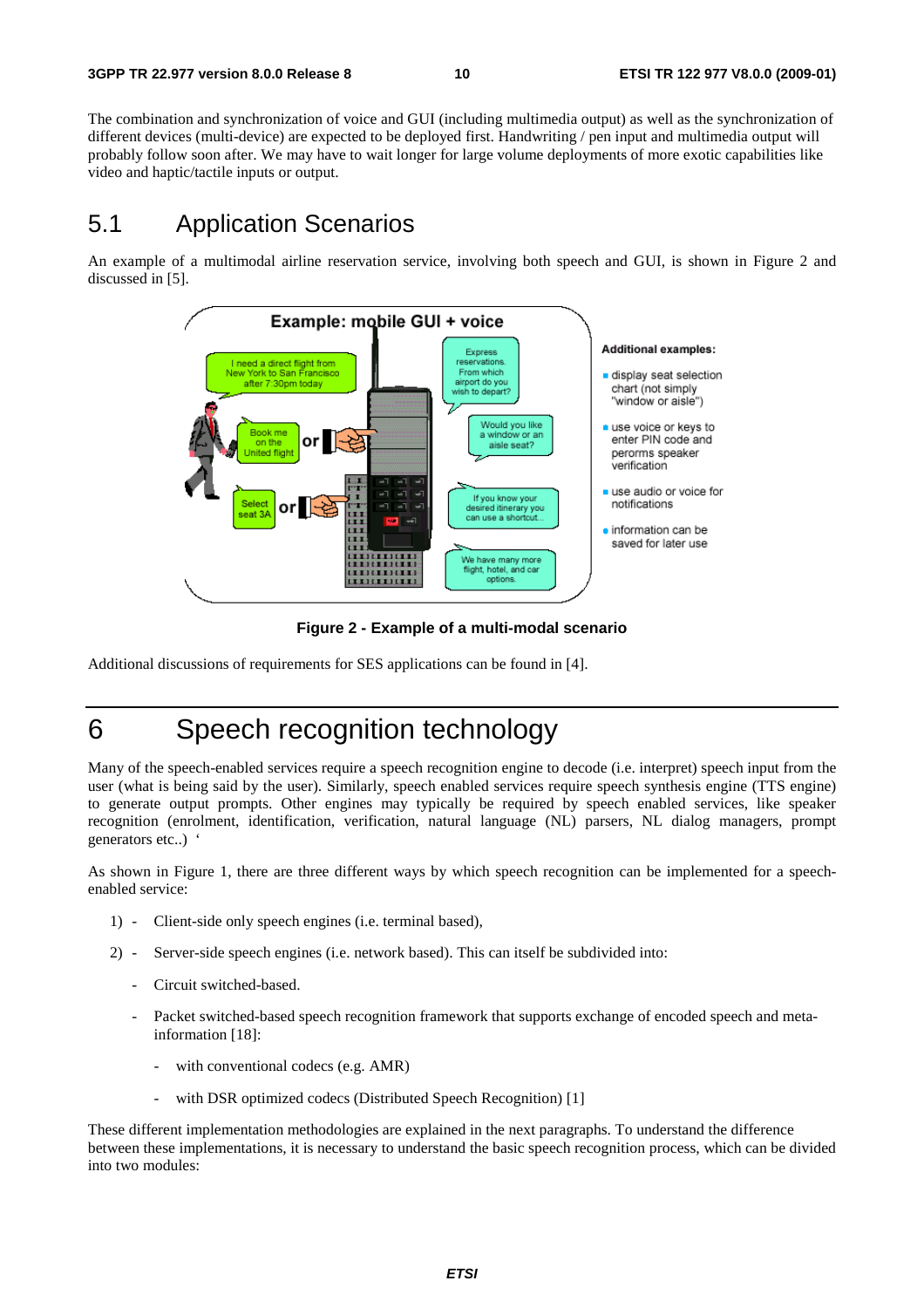The combination and synchronization of voice and GUI (including multimedia output) as well as the synchronization of different devices (multi-device) are expected to be deployed first. Handwriting / pen input and multimedia output will probably follow soon after. We may have to wait longer for large volume deployments of more exotic capabilities like video and haptic/tactile inputs or output.

## 5.1 Application Scenarios

An example of a multimodal airline reservation service, involving both speech and GUI, is shown in Figure 2 and discussed in [5].

**Figure 2 - Example of a multi-modal scenario**

Additional discussions of requirements for SES applications can be found in [4].

# 6 Speech recognition technology

Many of the speech-enabled services require a speech recognition engine to decode (i.e. interpret) speech input from the user (what is being said by the user). Similarly, speech enabled services require speech synthesis engine (TTS engine) to generate output prompts. Other engines may typically be required by speech enabled services, like speaker recognition (enrolment, identification, verification, natural language (NL) parsers, NL dialog managers, prompt generators etc..) '

As shown in Figure 1, there are three different ways by which speech recognition can be implemented for a speech-enabled service:

1) - Client-side only speech engines (i.e. terminal based),

2) - Server-side speech engines (i.e. network based). This can itself be subdivided into:

- Circuit switched-based.
- Packet switched-based speech recognition framework that supports exchange of encoded speech and meta-information [18]:
    - with conventional codecs (e.g. AMR)
    - with DSR optimized codecs (Distributed Speech Recognition) [1]

These different implementation methodologies are explained in the next paragraphs. To understand the difference between these implementations, it is necessary to understand the basic speech recognition process, which can be divided into two modules: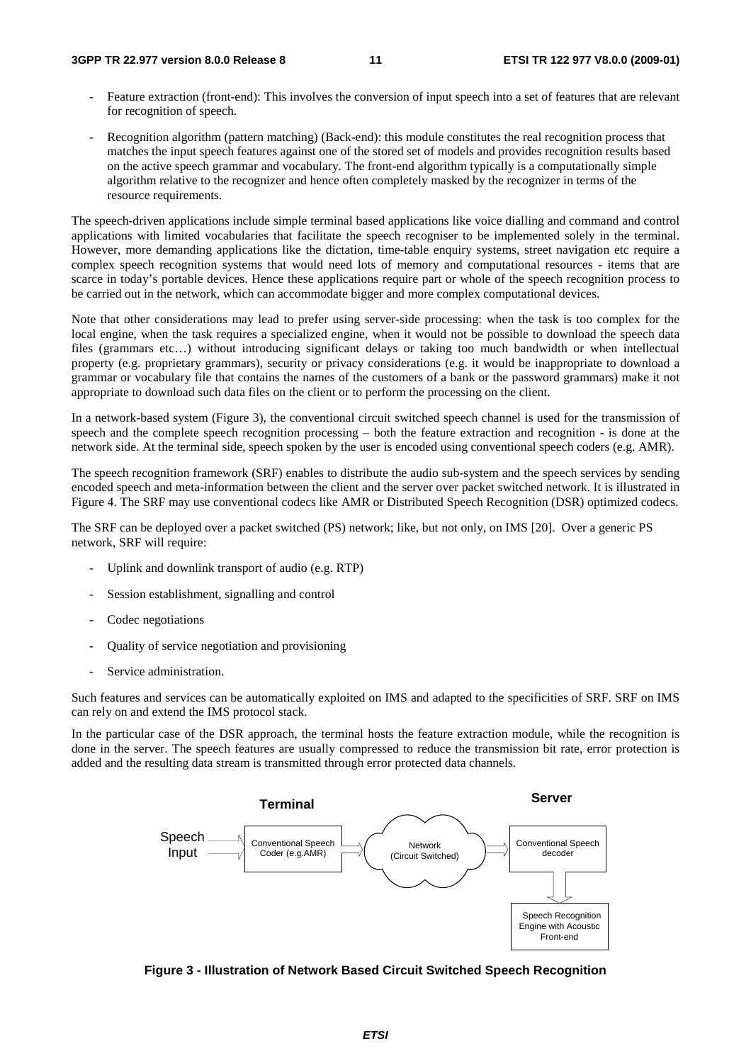- Feature extraction (front-end): This involves the conversion of input speech into a set of features that are relevant for recognition of speech.

- Recognition algorithm (pattern matching) (Back-end): this module constitutes the real recognition process that matches the input speech features against one of the stored set of models and provides recognition results based on the active speech grammar and vocabulary. The front-end algorithm typically is a computationally simple algorithm relative to the recognizer and hence often completely masked by the recognizer in terms of the resource requirements.

The speech-driven applications include simple terminal based applications like voice dialling and command and control applications with limited vocabularies that facilitate the speech recogniser to be implemented solely in the terminal. However, more demanding applications like the dictation, time-table enquiry systems, street navigation etc require a complex speech recognition systems that would need lots of memory and computational resources - items that are scarce in today's portable devices. Hence these applications require part or whole of the speech recognition process to be carried out in the network, which can accommodate bigger and more complex computational devices.

Note that other considerations may lead to prefer using server-side processing: when the task is too complex for the local engine, when the task requires a specialized engine, when it would not be possible to download the speech data files (grammars etc…) without introducing significant delays or taking too much bandwidth or when intellectual property (e.g. proprietary grammars), security or privacy considerations (e.g. it would be inappropriate to download a grammar or vocabulary file that contains the names of the customers of a bank or the password grammars) make it not appropriate to download such data files on the client or to perform the processing on the client.

In a network-based system (Figure 3), the conventional circuit switched speech channel is used for the transmission of speech and the complete speech recognition processing – both the feature extraction and recognition - is done at the network side. At the terminal side, speech spoken by the user is encoded using conventional speech coders (e.g. AMR).

The speech recognition framework (SRF) enables to distribute the audio sub-system and the speech services by sending encoded speech and meta-information between the client and the server over packet switched network. It is illustrated in Figure 4. The SRF may use conventional codecs like AMR or Distributed Speech Recognition (DSR) optimized codecs.

The SRF can be deployed over a packet switched (PS) network; like, but not only, on IMS [20]. Over a generic PS network, SRF will require:

- Uplink and downlink transport of audio (e.g. RTP)
- Session establishment, signalling and control
- Codec negotiations
- Quality of service negotiation and provisioning
- Service administration.

Such features and services can be automatically exploited on IMS and adapted to the specificities of SRF. SRF on IMS can rely on and extend the IMS protocol stack.

In the particular case of the DSR approach, the terminal hosts the feature extraction module, while the recognition is done in the server. The speech features are usually compressed to reduce the transmission bit rate, error protection is added and the resulting data stream is transmitted through error protected data channels.

Terminal | Server

Speech Input → Conventional Speech Coder (e.g.AMR) → Network (Circuit Switched) → Conventional Speech decoder → Speech Recognition Engine with Acoustic Front-end

**Figure 3 - Illustration of Network Based Circuit Switched Speech Recognition**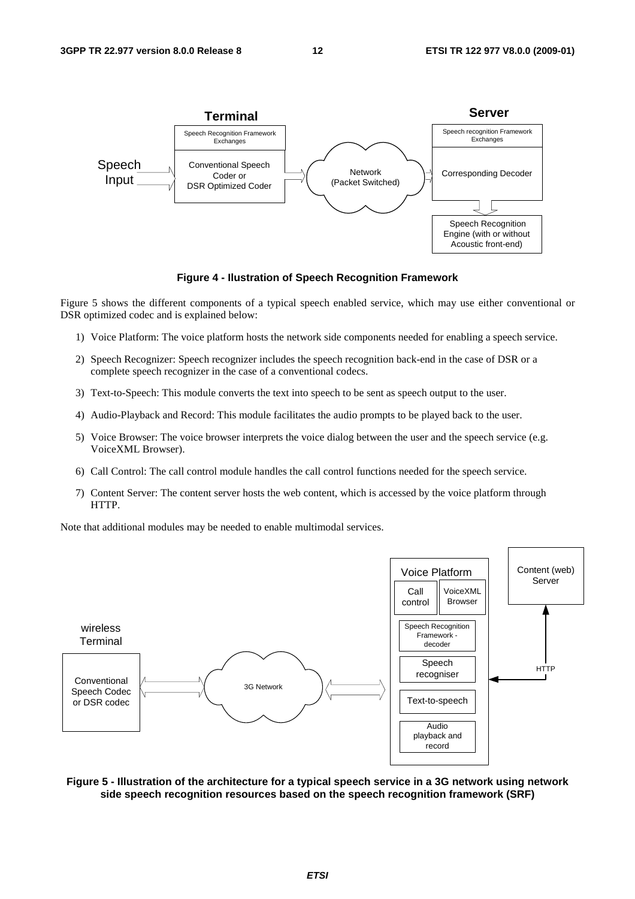**Figure 4 - Ilustration of Speech Recognition Framework**

Figure 5 shows the different components of a typical speech enabled service, which may use either conventional or DSR optimized codec and is explained below:

1) Voice Platform: The voice platform hosts the network side components needed for enabling a speech service.
2) Speech Recognizer: Speech recognizer includes the speech recognition back-end in the case of DSR or a complete speech recognizer in the case of a conventional codecs.
3) Text-to-Speech: This module converts the text into speech to be sent as speech output to the user.
4) Audio-Playback and Record: This module facilitates the audio prompts to be played back to the user.
5) Voice Browser: The voice browser interprets the voice dialog between the user and the speech service (e.g. VoiceXML Browser).
6) Call Control: The call control module handles the call control functions needed for the speech service.
7) Content Server: The content server hosts the web content, which is accessed by the voice platform through HTTP.

Note that additional modules may be needed to enable multimodal services.

**Figure 5 - Illustration of the architecture for a typical speech service in a 3G network using network side speech recognition resources based on the speech recognition framework (SRF)**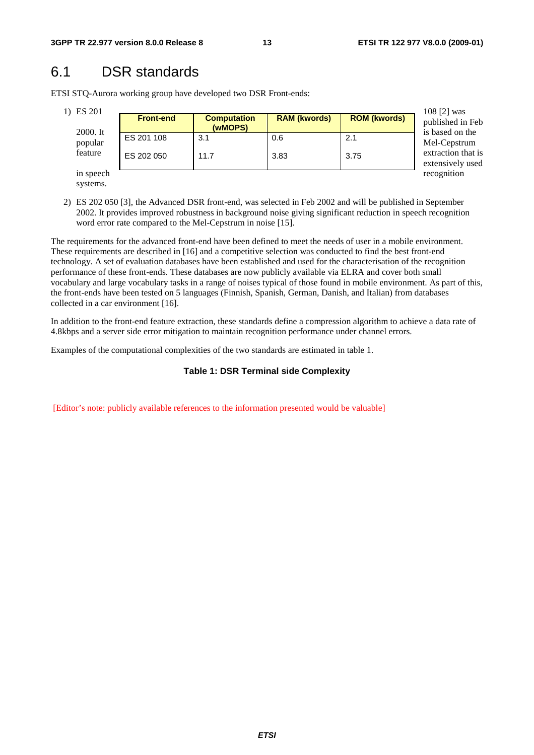## 6.1 DSR standards

ETSI STQ-Aurora working group have developed two DSR Front-ends:

1) ES 201 108 [2] was published in Feb 2000. It is based on the popular Mel-Cepstrum feature extraction that is extensively used in speech recognition systems.

2) ES 202 050 [3], the Advanced DSR front-end, was selected in Feb 2002 and will be published in September 2002. It provides improved robustness in background noise giving significant reduction in speech recognition word error rate compared to the Mel-Cepstrum in noise [15].

The requirements for the advanced front-end have been defined to meet the needs of user in a mobile environment. These requirements are described in [16] and a competitive selection was conducted to find the best front-end technology. A set of evaluation databases have been established and used for the characterisation of the recognition performance of these front-ends. These databases are now publicly available via ELRA and cover both small vocabulary and large vocabulary tasks in a range of noises typical of those found in mobile environment. As part of this, the front-ends have been tested on 5 languages (Finnish, Spanish, German, Danish, and Italian) from databases collected in a car environment [16].

In addition to the front-end feature extraction, these standards define a compression algorithm to achieve a data rate of 4.8kbps and a server side error mitigation to maintain recognition performance under channel errors.

Examples of the computational complexities of the two standards are estimated in table 1.

**Table 1: DSR Terminal side Complexity**

| Front-end | Computation (wMOPS) | RAM (kwords) | ROM (kwords) |
|---|---|---|---|
| ES 201 108 | 3.1 | 0.6 | 2.1 |
| ES 202 050 | 11.7 | 3.83 | 3.75 |

[Editor's note: publicly available references to the information presented would be valuable]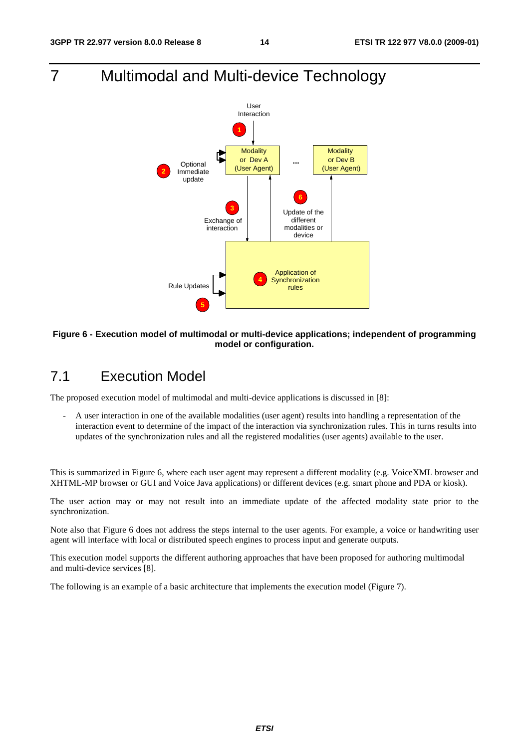# 7 Multimodal and Multi-device Technology

**Figure 6 - Execution model of multimodal or multi-device applications; independent of programming model or configuration.**

## 7.1 Execution Model

The proposed execution model of multimodal and multi-device applications is discussed in [8]:

- A user interaction in one of the available modalities (user agent) results into handling a representation of the interaction event to determine of the impact of the interaction via synchronization rules. This in turns results into updates of the synchronization rules and all the registered modalities (user agents) available to the user.

This is summarized in Figure 6, where each user agent may represent a different modality (e.g. VoiceXML browser and XHTML-MP browser or GUI and Voice Java applications) or different devices (e.g. smart phone and PDA or kiosk).

The user action may or may not result into an immediate update of the affected modality state prior to the synchronization.

Note also that Figure 6 does not address the steps internal to the user agents. For example, a voice or handwriting user agent will interface with local or distributed speech engines to process input and generate outputs.

This execution model supports the different authoring approaches that have been proposed for authoring multimodal and multi-device services [8].

The following is an example of a basic architecture that implements the execution model (Figure 7).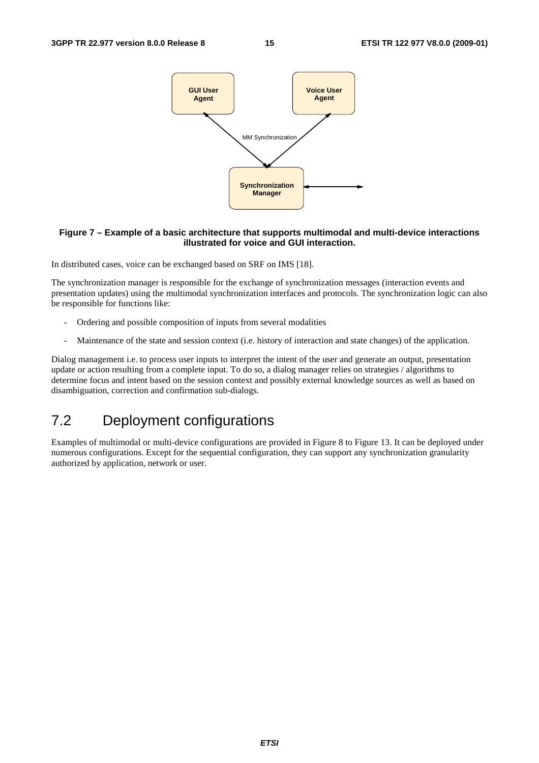**Figure 7 – Example of a basic architecture that supports multimodal and multi-device interactions illustrated for voice and GUI interaction.**

In distributed cases, voice can be exchanged based on SRF on IMS [18].

The synchronization manager is responsible for the exchange of synchronization messages (interaction events and presentation updates) using the multimodal synchronization interfaces and protocols. The synchronization logic can also be responsible for functions like:

- Ordering and possible composition of inputs from several modalities
- Maintenance of the state and session context (i.e. history of interaction and state changes) of the application.

Dialog management i.e. to process user inputs to interpret the intent of the user and generate an output, presentation update or action resulting from a complete input. To do so, a dialog manager relies on strategies / algorithms to determine focus and intent based on the session context and possibly external knowledge sources as well as based on disambiguation, correction and confirmation sub-dialogs.

## 7.2 Deployment configurations

Examples of multimodal or multi-device configurations are provided in Figure 8 to Figure 13. It can be deployed under numerous configurations. Except for the sequential configuration, they can support any synchronization granularity authorized by application, network or user.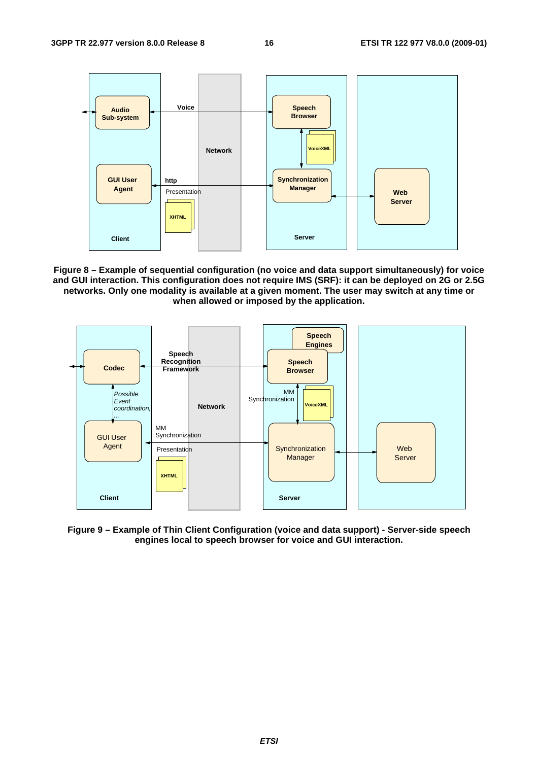**Figure 8 – Example of sequential configuration (no voice and data support simultaneously) for voice and GUI interaction. This configuration does not require IMS (SRF): it can be deployed on 2G or 2.5G networks. Only one modality is available at a given moment. The user may switch at any time or when allowed or imposed by the application.**

**Figure 9 – Example of Thin Client Configuration (voice and data support) - Server-side speech engines local to speech browser for voice and GUI interaction.**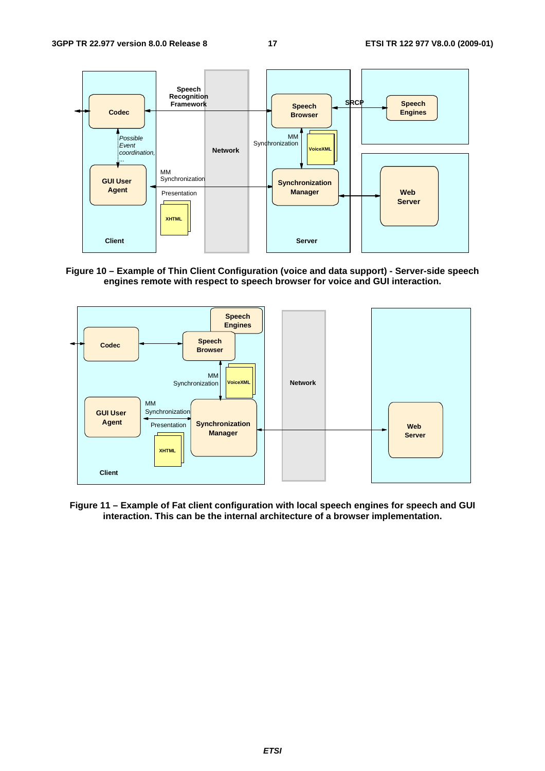**Figure 10 – Example of Thin Client Configuration (voice and data support) - Server-side speech engines remote with respect to speech browser for voice and GUI interaction.**

**Figure 11 – Example of Fat client configuration with local speech engines for speech and GUI interaction. This can be the internal architecture of a browser implementation.**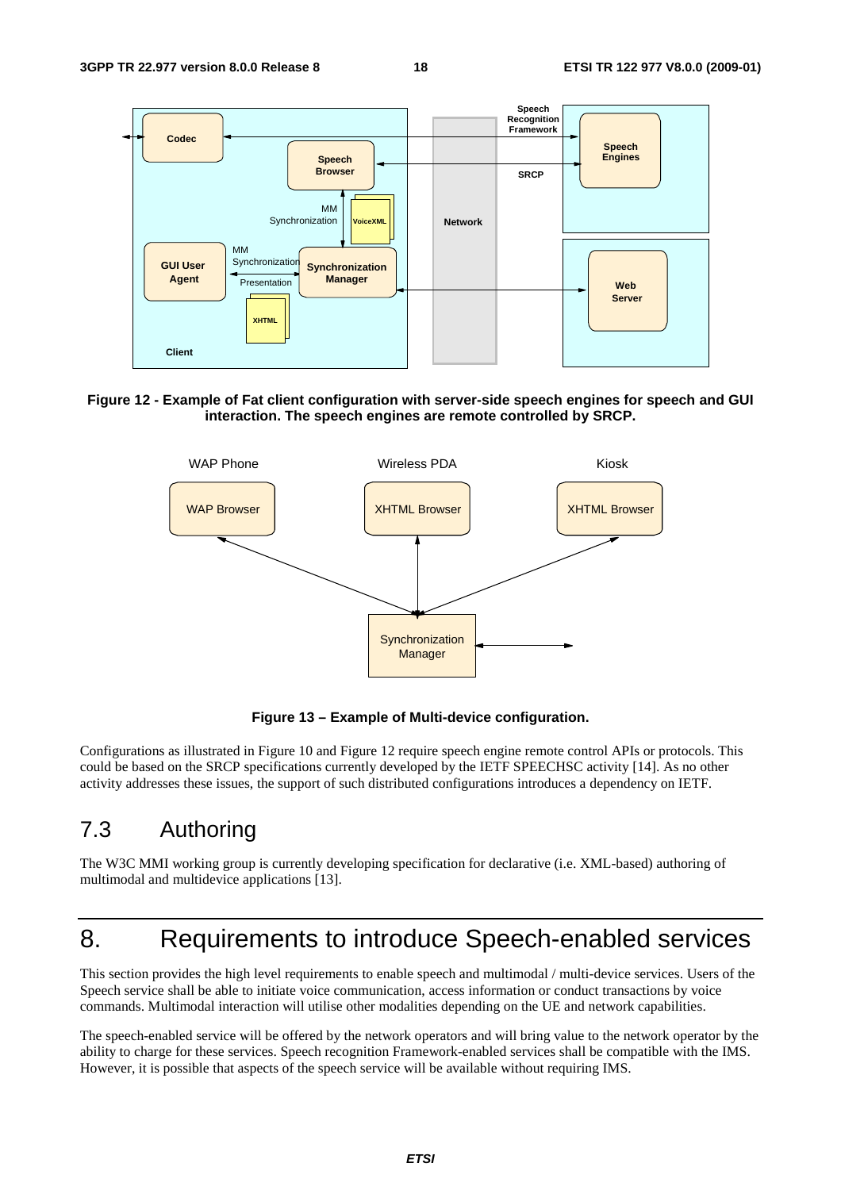**Figure 12 - Example of Fat client configuration with server-side speech engines for speech and GUI interaction. The speech engines are remote controlled by SRCP.**

**Figure 13 – Example of Multi-device configuration.**

Configurations as illustrated in Figure 10 and Figure 12 require speech engine remote control APIs or protocols. This could be based on the SRCP specifications currently developed by the IETF SPEECHSC activity [14]. As no other activity addresses these issues, the support of such distributed configurations introduces a dependency on IETF.

## 7.3 Authoring

The W3C MMI working group is currently developing specification for declarative (i.e. XML-based) authoring of multimodal and multidevice applications [13].

# 8. Requirements to introduce Speech-enabled services

This section provides the high level requirements to enable speech and multimodal / multi-device services. Users of the Speech service shall be able to initiate voice communication, access information or conduct transactions by voice commands. Multimodal interaction will utilise other modalities depending on the UE and network capabilities.

The speech-enabled service will be offered by the network operators and will bring value to the network operator by the ability to charge for these services. Speech recognition Framework-enabled services shall be compatible with the IMS. However, it is possible that aspects of the speech service will be available without requiring IMS.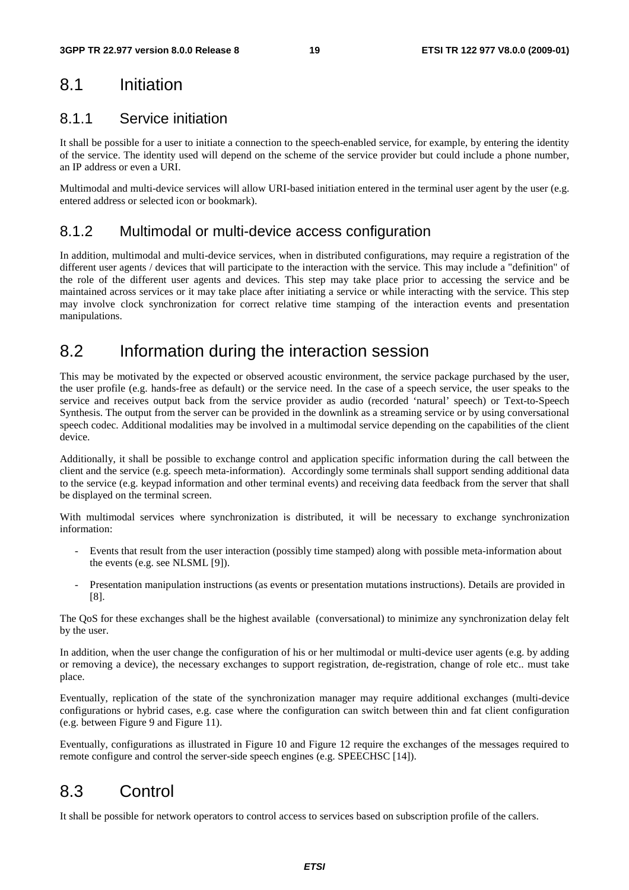## 8.1 Initiation

### 8.1.1 Service initiation

It shall be possible for a user to initiate a connection to the speech-enabled service, for example, by entering the identity of the service. The identity used will depend on the scheme of the service provider but could include a phone number, an IP address or even a URI.

Multimodal and multi-device services will allow URI-based initiation entered in the terminal user agent by the user (e.g. entered address or selected icon or bookmark).

### 8.1.2 Multimodal or multi-device access configuration

In addition, multimodal and multi-device services, when in distributed configurations, may require a registration of the different user agents / devices that will participate to the interaction with the service. This may include a "definition" of the role of the different user agents and devices. This step may take place prior to accessing the service and be maintained across services or it may take place after initiating a service or while interacting with the service. This step may involve clock synchronization for correct relative time stamping of the interaction events and presentation manipulations.

## 8.2 Information during the interaction session

This may be motivated by the expected or observed acoustic environment, the service package purchased by the user, the user profile (e.g. hands-free as default) or the service need. In the case of a speech service, the user speaks to the service and receives output back from the service provider as audio (recorded 'natural' speech) or Text-to-Speech Synthesis. The output from the server can be provided in the downlink as a streaming service or by using conversational speech codec. Additional modalities may be involved in a multimodal service depending on the capabilities of the client device.

Additionally, it shall be possible to exchange control and application specific information during the call between the client and the service (e.g. speech meta-information). Accordingly some terminals shall support sending additional data to the service (e.g. keypad information and other terminal events) and receiving data feedback from the server that shall be displayed on the terminal screen.

With multimodal services where synchronization is distributed, it will be necessary to exchange synchronization information:

- Events that result from the user interaction (possibly time stamped) along with possible meta-information about the events (e.g. see NLSML [9]).
- Presentation manipulation instructions (as events or presentation mutations instructions). Details are provided in [8].

The QoS for these exchanges shall be the highest available (conversational) to minimize any synchronization delay felt by the user.

In addition, when the user change the configuration of his or her multimodal or multi-device user agents (e.g. by adding or removing a device), the necessary exchanges to support registration, de-registration, change of role etc.. must take place.

Eventually, replication of the state of the synchronization manager may require additional exchanges (multi-device configurations or hybrid cases, e.g. case where the configuration can switch between thin and fat client configuration (e.g. between Figure 9 and Figure 11).

Eventually, configurations as illustrated in Figure 10 and Figure 12 require the exchanges of the messages required to remote configure and control the server-side speech engines (e.g. SPEECHSC [14]).

## 8.3 Control

It shall be possible for network operators to control access to services based on subscription profile of the callers.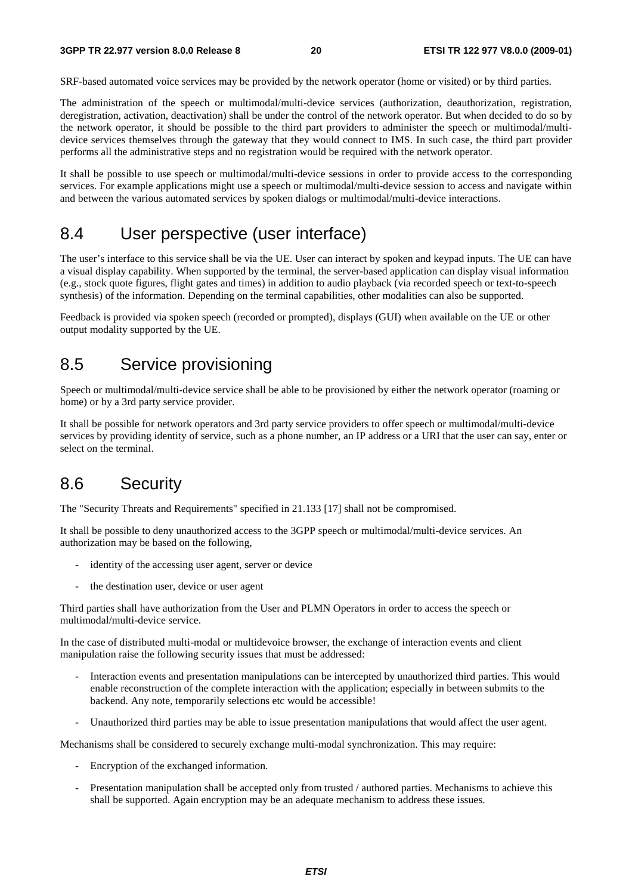SRF-based automated voice services may be provided by the network operator (home or visited) or by third parties.

The administration of the speech or multimodal/multi-device services (authorization, deauthorization, registration, deregistration, activation, deactivation) shall be under the control of the network operator. But when decided to do so by the network operator, it should be possible to the third part providers to administer the speech or multimodal/multi-device services themselves through the gateway that they would connect to IMS. In such case, the third part provider performs all the administrative steps and no registration would be required with the network operator.

It shall be possible to use speech or multimodal/multi-device sessions in order to provide access to the corresponding services. For example applications might use a speech or multimodal/multi-device session to access and navigate within and between the various automated services by spoken dialogs or multimodal/multi-device interactions.

## 8.4 User perspective (user interface)

The user's interface to this service shall be via the UE. User can interact by spoken and keypad inputs. The UE can have a visual display capability. When supported by the terminal, the server-based application can display visual information (e.g., stock quote figures, flight gates and times) in addition to audio playback (via recorded speech or text-to-speech synthesis) of the information. Depending on the terminal capabilities, other modalities can also be supported.

Feedback is provided via spoken speech (recorded or prompted), displays (GUI) when available on the UE or other output modality supported by the UE.

## 8.5 Service provisioning

Speech or multimodal/multi-device service shall be able to be provisioned by either the network operator (roaming or home) or by a 3rd party service provider.

It shall be possible for network operators and 3rd party service providers to offer speech or multimodal/multi-device services by providing identity of service, such as a phone number, an IP address or a URI that the user can say, enter or select on the terminal.

## 8.6 Security

The "Security Threats and Requirements" specified in 21.133 [17] shall not be compromised.

It shall be possible to deny unauthorized access to the 3GPP speech or multimodal/multi-device services. An authorization may be based on the following,

- identity of the accessing user agent, server or device
- the destination user, device or user agent

Third parties shall have authorization from the User and PLMN Operators in order to access the speech or multimodal/multi-device service.

In the case of distributed multi-modal or multidevoice browser, the exchange of interaction events and client manipulation raise the following security issues that must be addressed:

- Interaction events and presentation manipulations can be intercepted by unauthorized third parties. This would enable reconstruction of the complete interaction with the application; especially in between submits to the backend. Any note, temporarily selections etc would be accessible!
- Unauthorized third parties may be able to issue presentation manipulations that would affect the user agent.

Mechanisms shall be considered to securely exchange multi-modal synchronization. This may require:

- Encryption of the exchanged information.
- Presentation manipulation shall be accepted only from trusted / authored parties. Mechanisms to achieve this shall be supported. Again encryption may be an adequate mechanism to address these issues.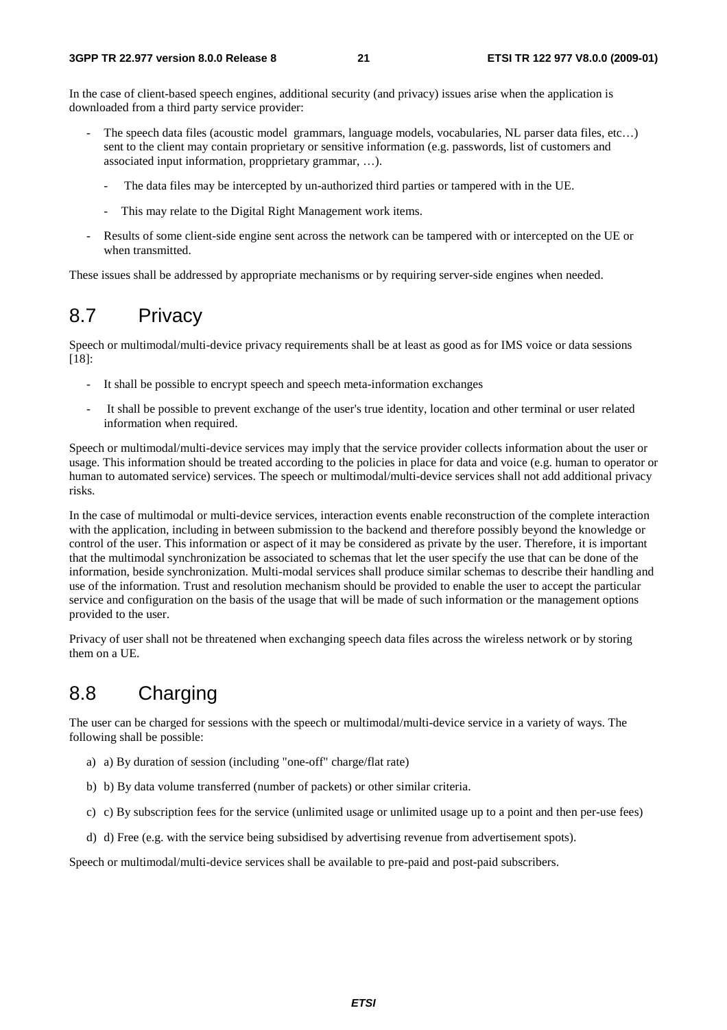In the case of client-based speech engines, additional security (and privacy) issues arise when the application is downloaded from a third party service provider:

- The speech data files (acoustic model grammars, language models, vocabularies, NL parser data files, etc…) sent to the client may contain proprietary or sensitive information (e.g. passwords, list of customers and associated input information, proprietary grammar, …).
    - The data files may be intercepted by un-authorized third parties or tampered with in the UE.
    - This may relate to the Digital Right Management work items.
- Results of some client-side engine sent across the network can be tampered with or intercepted on the UE or when transmitted.

These issues shall be addressed by appropriate mechanisms or by requiring server-side engines when needed.

# 8.7 Privacy

Speech or multimodal/multi-device privacy requirements shall be at least as good as for IMS voice or data sessions [18]:

- It shall be possible to encrypt speech and speech meta-information exchanges
- It shall be possible to prevent exchange of the user's true identity, location and other terminal or user related information when required.

Speech or multimodal/multi-device services may imply that the service provider collects information about the user or usage. This information should be treated according to the policies in place for data and voice (e.g. human to operator or human to automated service) services. The speech or multimodal/multi-device services shall not add additional privacy risks.

In the case of multimodal or multi-device services, interaction events enable reconstruction of the complete interaction with the application, including in between submission to the backend and therefore possibly beyond the knowledge or control of the user. This information or aspect of it may be considered as private by the user. Therefore, it is important that the multimodal synchronization be associated to schemas that let the user specify the use that can be done of the information, beside synchronization. Multi-modal services shall produce similar schemas to describe their handling and use of the information. Trust and resolution mechanism should be provided to enable the user to accept the particular service and configuration on the basis of the usage that will be made of such information or the management options provided to the user.

Privacy of user shall not be threatened when exchanging speech data files across the wireless network or by storing them on a UE.

# 8.8 Charging

The user can be charged for sessions with the speech or multimodal/multi-device service in a variety of ways. The following shall be possible:

a) a) By duration of session (including "one-off" charge/flat rate)

b) b) By data volume transferred (number of packets) or other similar criteria.

c) c) By subscription fees for the service (unlimited usage or unlimited usage up to a point and then per-use fees)

d) d) Free (e.g. with the service being subsidised by advertising revenue from advertisement spots).

Speech or multimodal/multi-device services shall be available to pre-paid and post-paid subscribers.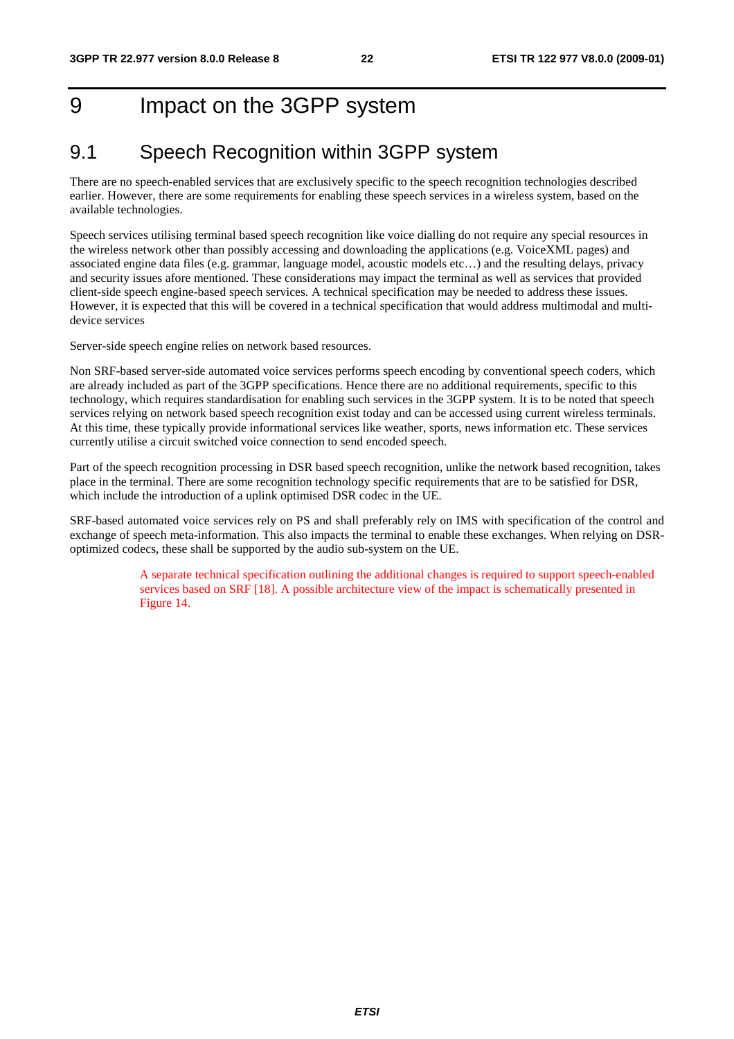# 9 Impact on the 3GPP system

## 9.1 Speech Recognition within 3GPP system

There are no speech-enabled services that are exclusively specific to the speech recognition technologies described earlier. However, there are some requirements for enabling these speech services in a wireless system, based on the available technologies.

Speech services utilising terminal based speech recognition like voice dialling do not require any special resources in the wireless network other than possibly accessing and downloading the applications (e.g. VoiceXML pages) and associated engine data files (e.g. grammar, language model, acoustic models etc…) and the resulting delays, privacy and security issues afore mentioned. These considerations may impact the terminal as well as services that provided client-side speech engine-based speech services. A technical specification may be needed to address these issues. However, it is expected that this will be covered in a technical specification that would address multimodal and multi-device services

Server-side speech engine relies on network based resources.

Non SRF-based server-side automated voice services performs speech encoding by conventional speech coders, which are already included as part of the 3GPP specifications. Hence there are no additional requirements, specific to this technology, which requires standardisation for enabling such services in the 3GPP system. It is to be noted that speech services relying on network based speech recognition exist today and can be accessed using current wireless terminals. At this time, these typically provide informational services like weather, sports, news information etc. These services currently utilise a circuit switched voice connection to send encoded speech.

Part of the speech recognition processing in DSR based speech recognition, unlike the network based recognition, takes place in the terminal. There are some recognition technology specific requirements that are to be satisfied for DSR, which include the introduction of a uplink optimised DSR codec in the UE.

SRF-based automated voice services rely on PS and shall preferably rely on IMS with specification of the control and exchange of speech meta-information. This also impacts the terminal to enable these exchanges. When relying on DSR-optimized codecs, these shall be supported by the audio sub-system on the UE.

A separate technical specification outlining the additional changes is required to support speech-enabled services based on SRF [18]. A possible architecture view of the impact is schematically presented in Figure 14.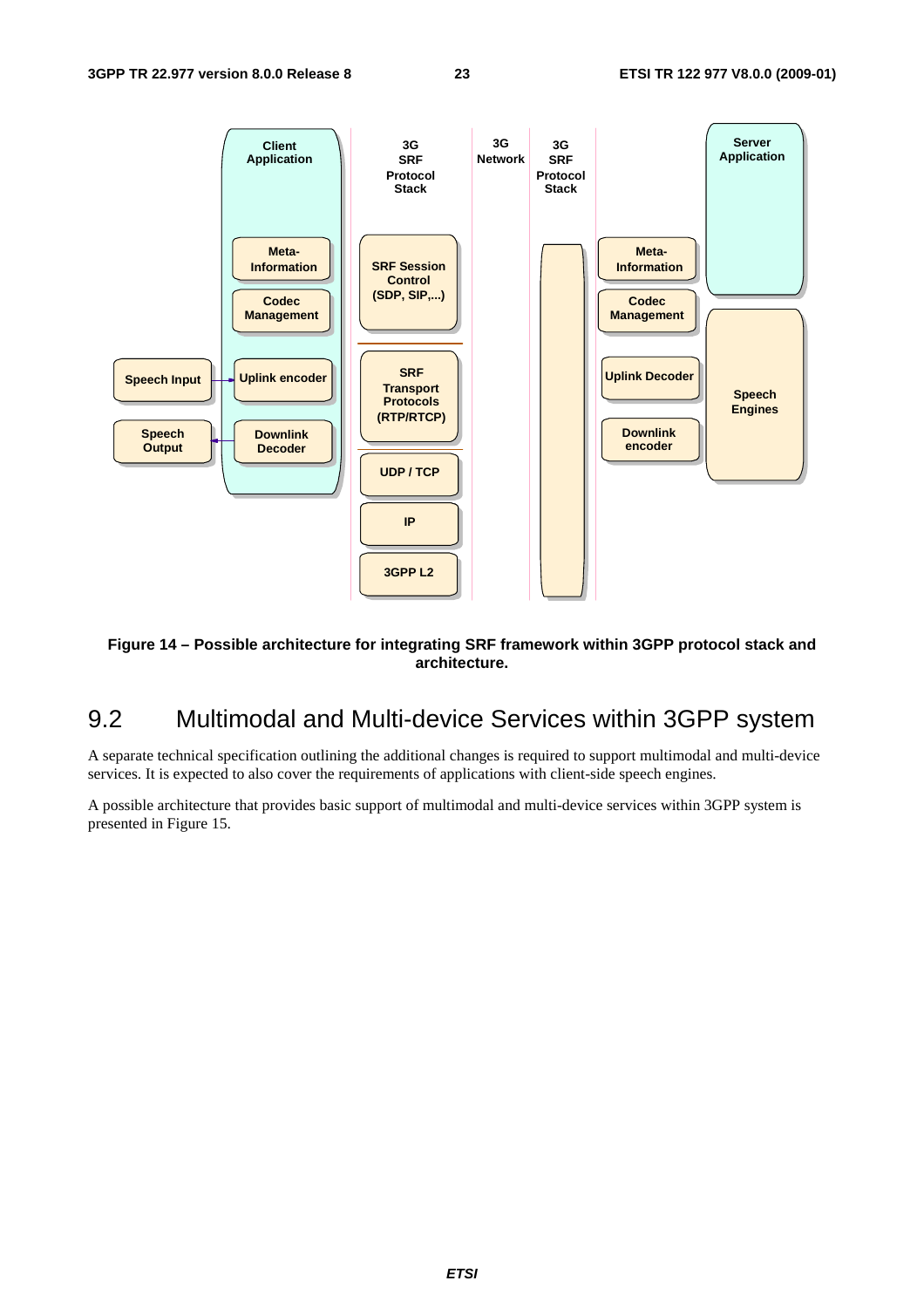**Figure 14 – Possible architecture for integrating SRF framework within 3GPP protocol stack and architecture.**

## 9.2 Multimodal and Multi-device Services within 3GPP system

A separate technical specification outlining the additional changes is required to support multimodal and multi-device services. It is expected to also cover the requirements of applications with client-side speech engines.

A possible architecture that provides basic support of multimodal and multi-device services within 3GPP system is presented in Figure 15.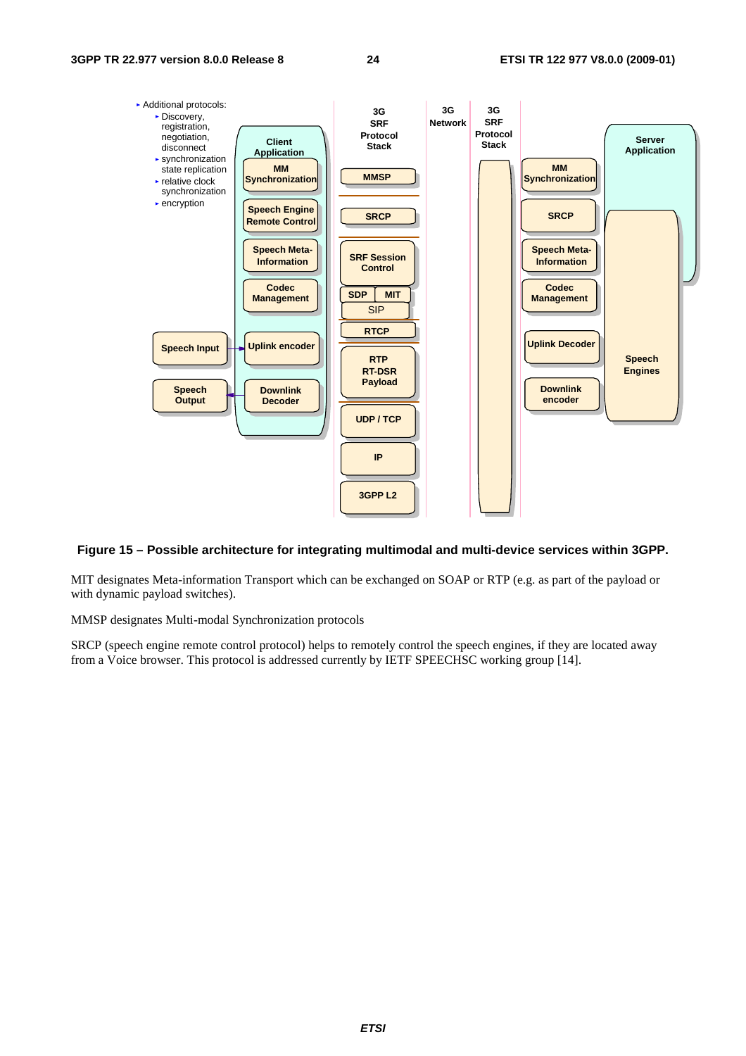**Figure 15 – Possible architecture for integrating multimodal and multi-device services within 3GPP.**

MIT designates Meta-information Transport which can be exchanged on SOAP or RTP (e.g. as part of the payload or with dynamic payload switches).

MMSP designates Multi-modal Synchronization protocols

SRCP (speech engine remote control protocol) helps to remotely control the speech engines, if they are located away from a Voice browser. This protocol is addressed currently by IETF SPEECHSC working group [14].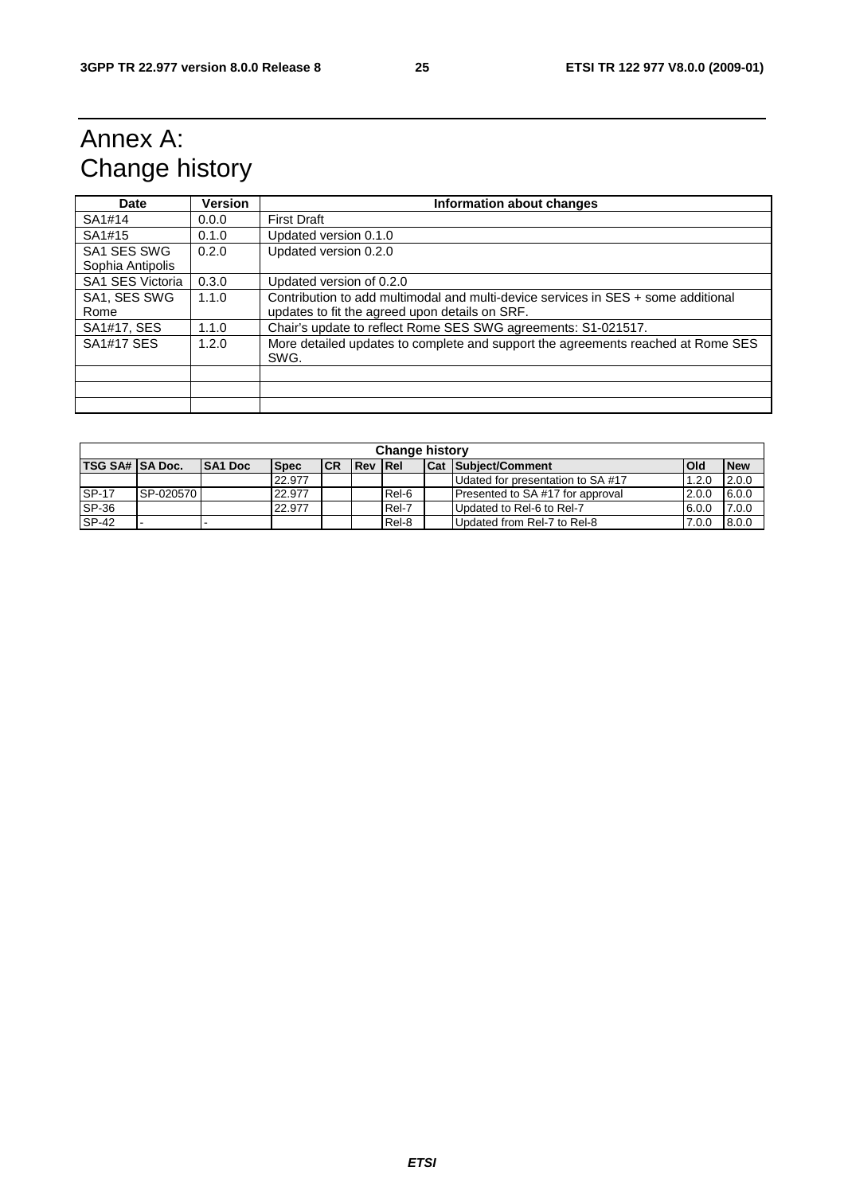# Annex A: Change history

| Date | Version | Information about changes |
|---|---|---|
| SA1#14 | 0.0.0 | First Draft |
| SA1#15 | 0.1.0 | Updated version 0.1.0 |
| SA1 SES SWG Sophia Antipolis | 0.2.0 | Updated version 0.2.0 |
| SA1 SES Victoria | 0.3.0 | Updated version of 0.2.0 |
| SA1, SES SWG Rome | 1.1.0 | Contribution to add multimodal and multi-device services in SES + some additional updates to fit the agreed upon details on SRF. |
| SA1#17, SES | 1.1.0 | Chair's update to reflect Rome SES SWG agreements: S1-021517. |
| SA1#17 SES | 1.2.0 | More detailed updates to complete and support the agreements reached at Rome SES SWG. |
| | | |
| | | |
| | | |

| Change history | | | | | | | | | | |
|---|---|---|---|---|---|---|---|---|---|---|
| **TSG SA#** | **SA Doc.** | **SA1 Doc** | **Spec** | **CR** | **Rev** | **Rel** | **Cat** | **Subject/Comment** | **Old** | **New** |
| | | | 22.977 | | | | | Udated for presentation to SA #17 | 1.2.0 | 2.0.0 |
| SP-17 | SP-020570 | | 22.977 | | | Rel-6 | | Presented to SA #17 for approval | 2.0.0 | 6.0.0 |
| SP-36 | | | 22.977 | | | Rel-7 | | Updated to Rel-6 to Rel-7 | 6.0.0 | 7.0.0 |
| SP-42 | - | - | | | | Rel-8 | | Updated from Rel-7 to Rel-8 | 7.0.0 | 8.0.0 |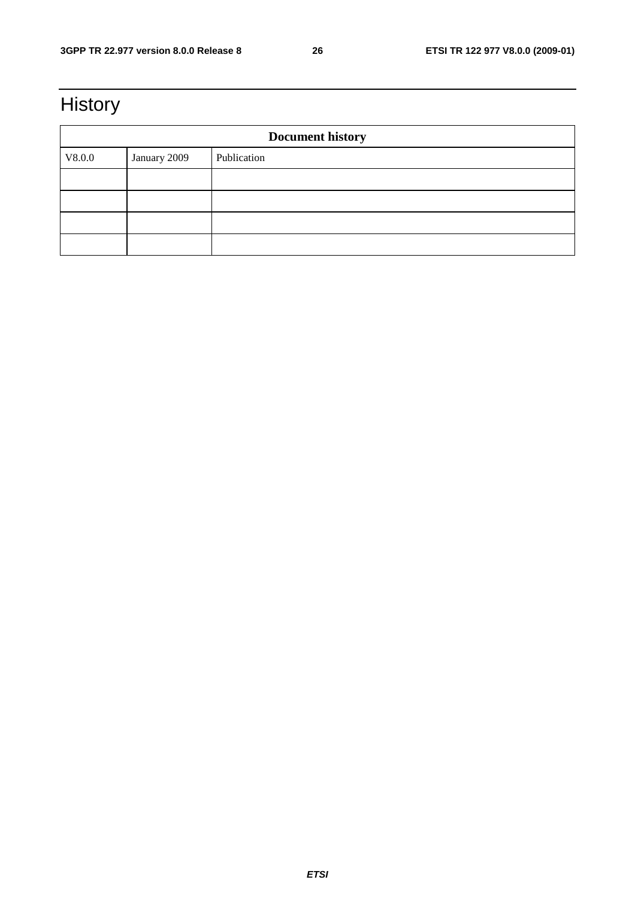# History

| Document history | | |
|---|---|---|
| V8.0.0 | January 2009 | Publication |
| | | |
| | | |
| | | |
| | | |